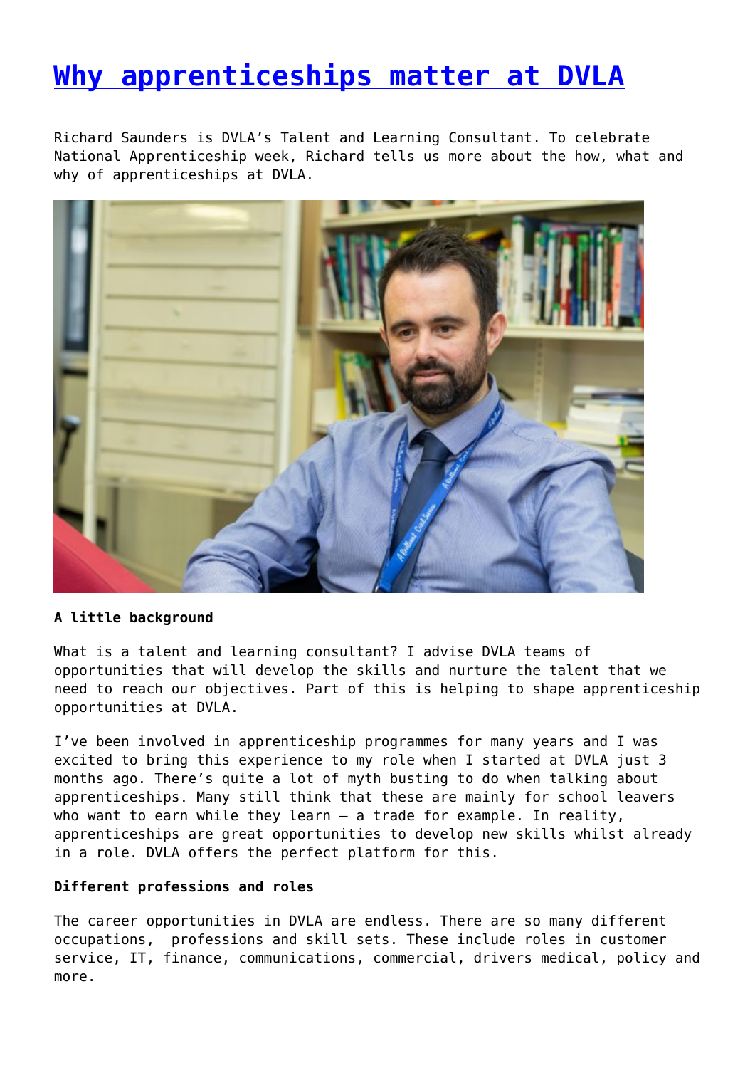# [Why apprenticeships matter at DVLA]()

Richard Saunders is DVLA's Talent and Learning Consultant. To celebrate National Apprenticeship week, Richard tells us more about the how, what and why of apprenticeships at DVLA.

**A little background**

What is a talent and learning consultant? I advise DVLA teams of opportunities that will develop the skills and nurture the talent that we need to reach our objectives. Part of this is helping to shape apprenticeship opportunities at DVLA.

I've been involved in apprenticeship programmes for many years and I was excited to bring this experience to my role when I started at DVLA just 3 months ago. There's quite a lot of myth busting to do when talking about apprenticeships. Many still think that these are mainly for school leavers who want to earn while they learn – a trade for example. In reality, apprenticeships are great opportunities to develop new skills whilst already in a role. DVLA offers the perfect platform for this.

**Different professions and roles**

The career opportunities in DVLA are endless. There are so many different occupations, professions and skill sets. These include roles in customer service, IT, finance, communications, commercial, drivers medical, policy and more.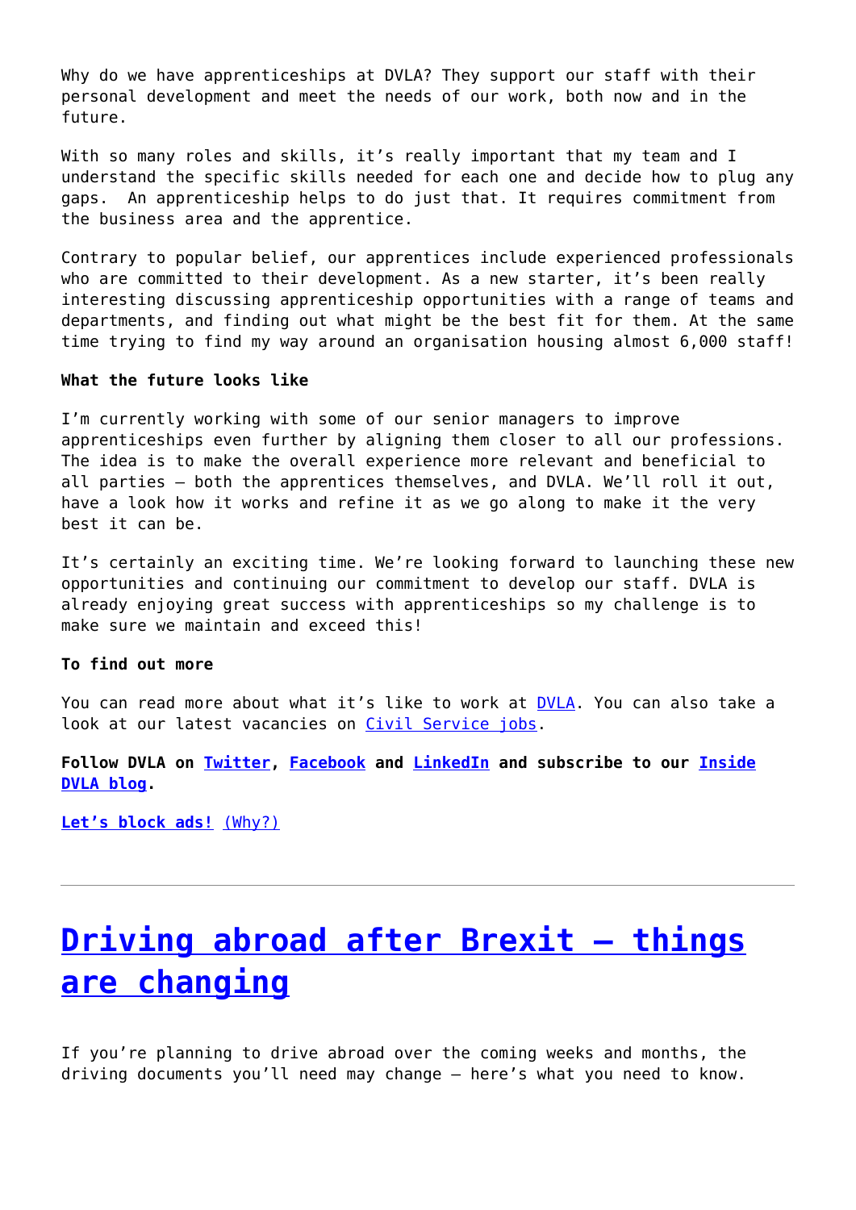Why do we have apprenticeships at DVLA? They support our staff with their personal development and meet the needs of our work, both now and in the future.

With so many roles and skills, it's really important that my team and I understand the specific skills needed for each one and decide how to plug any gaps. An apprenticeship helps to do just that. It requires commitment from the business area and the apprentice.

Contrary to popular belief, our apprentices include experienced professionals who are committed to their development. As a new starter, it's been really interesting discussing apprenticeship opportunities with a range of teams and departments, and finding out what might be the best fit for them. At the same time trying to find my way around an organisation housing almost 6,000 staff!

**What the future looks like**

I'm currently working with some of our senior managers to improve apprenticeships even further by aligning them closer to all our professions. The idea is to make the overall experience more relevant and beneficial to all parties – both the apprentices themselves, and DVLA. We'll roll it out, have a look how it works and refine it as we go along to make it the very best it can be.

It's certainly an exciting time. We're looking forward to launching these new opportunities and continuing our commitment to develop our staff. DVLA is already enjoying great success with apprenticeships so my challenge is to make sure we maintain and exceed this!

**To find out more**

You can read more about what it's like to work at DVLA. You can also take a look at our latest vacancies on Civil Service jobs.

**Follow DVLA on Twitter, Facebook and LinkedIn and subscribe to our Inside DVLA blog.**

**Let's block ads!** (Why?)

---

# Driving abroad after Brexit – things are changing

If you're planning to drive abroad over the coming weeks and months, the driving documents you'll need may change – here's what you need to know.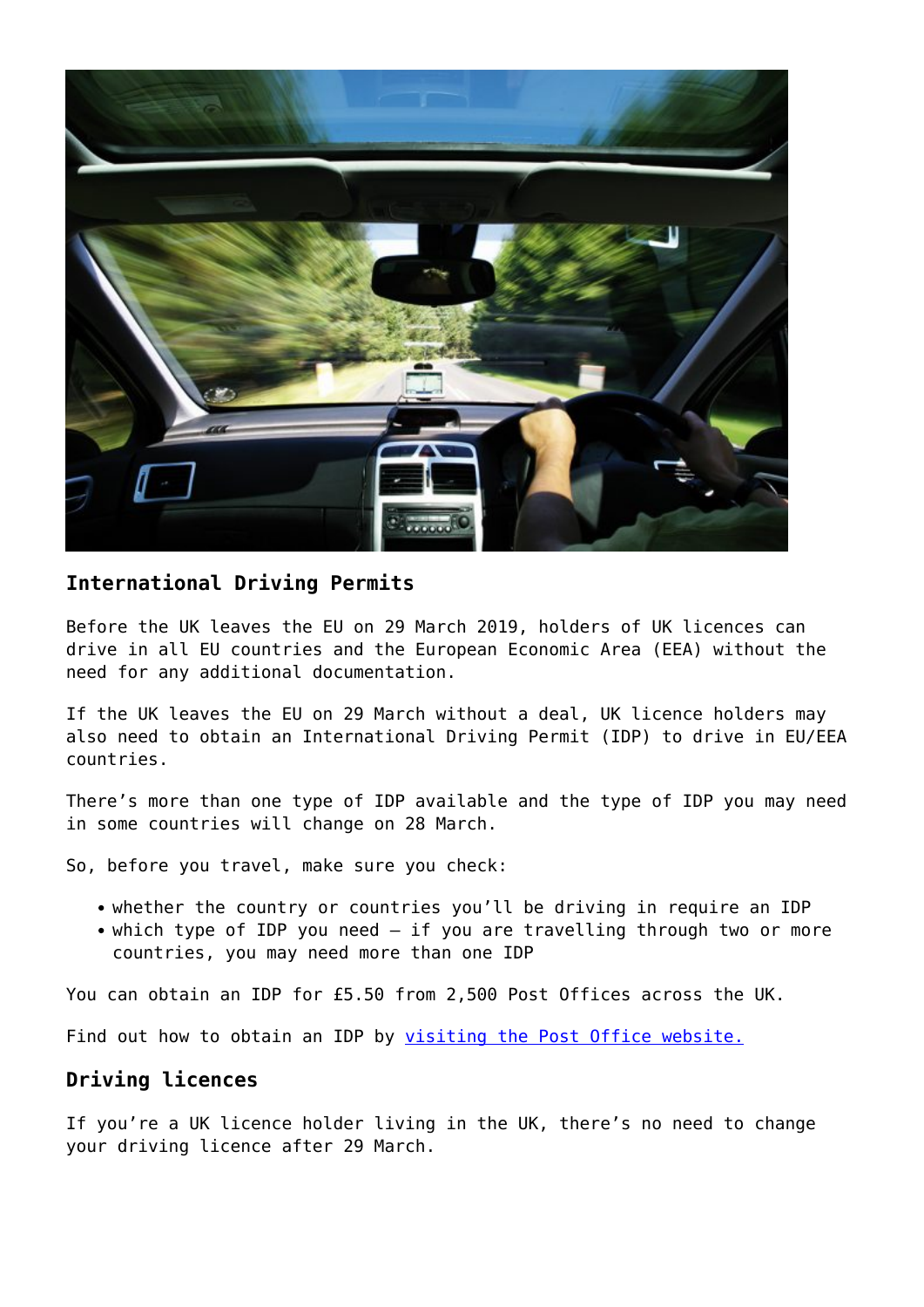## International Driving Permits

Before the UK leaves the EU on 29 March 2019, holders of UK licences can drive in all EU countries and the European Economic Area (EEA) without the need for any additional documentation.

If the UK leaves the EU on 29 March without a deal, UK licence holders may also need to obtain an International Driving Permit (IDP) to drive in EU/EEA countries.

There's more than one type of IDP available and the type of IDP you may need in some countries will change on 28 March.

So, before you travel, make sure you check:

- whether the country or countries you'll be driving in require an IDP
- which type of IDP you need – if you are travelling through two or more countries, you may need more than one IDP

You can obtain an IDP for £5.50 from 2,500 Post Offices across the UK.

Find out how to obtain an IDP by visiting the Post Office website.

## Driving licences

If you're a UK licence holder living in the UK, there's no need to change your driving licence after 29 March.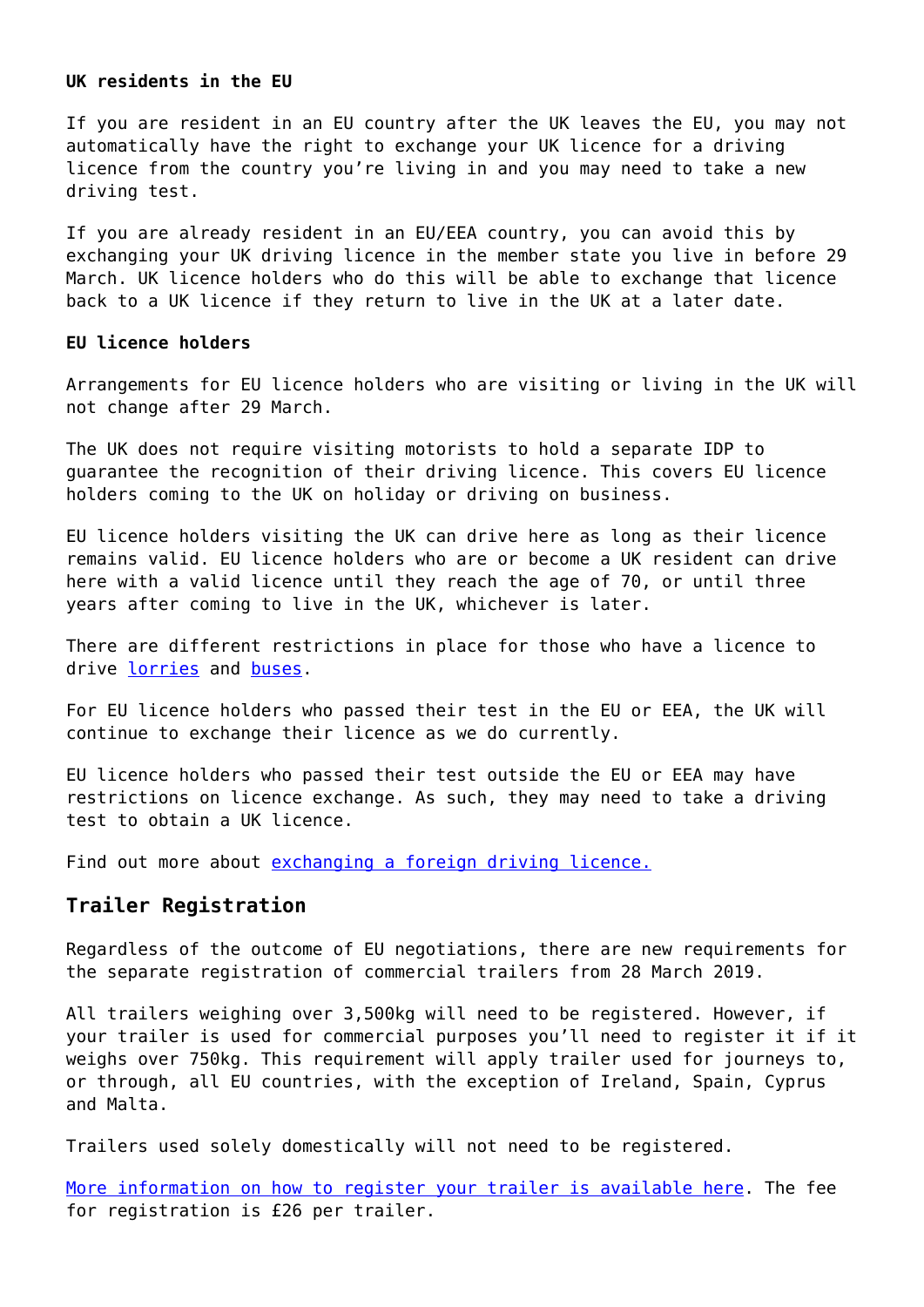**UK residents in the EU**

If you are resident in an EU country after the UK leaves the EU, you may not automatically have the right to exchange your UK licence for a driving licence from the country you're living in and you may need to take a new driving test.

If you are already resident in an EU/EEA country, you can avoid this by exchanging your UK driving licence in the member state you live in before 29 March. UK licence holders who do this will be able to exchange that licence back to a UK licence if they return to live in the UK at a later date.

**EU licence holders**

Arrangements for EU licence holders who are visiting or living in the UK will not change after 29 March.

The UK does not require visiting motorists to hold a separate IDP to guarantee the recognition of their driving licence. This covers EU licence holders coming to the UK on holiday or driving on business.

EU licence holders visiting the UK can drive here as long as their licence remains valid. EU licence holders who are or become a UK resident can drive here with a valid licence until they reach the age of 70, or until three years after coming to live in the UK, whichever is later.

There are different restrictions in place for those who have a licence to drive lorries and buses.

For EU licence holders who passed their test in the EU or EEA, the UK will continue to exchange their licence as we do currently.

EU licence holders who passed their test outside the EU or EEA may have restrictions on licence exchange. As such, they may need to take a driving test to obtain a UK licence.

Find out more about exchanging a foreign driving licence.

## Trailer Registration

Regardless of the outcome of EU negotiations, there are new requirements for the separate registration of commercial trailers from 28 March 2019.

All trailers weighing over 3,500kg will need to be registered. However, if your trailer is used for commercial purposes you'll need to register it if it weighs over 750kg. This requirement will apply trailer used for journeys to, or through, all EU countries, with the exception of Ireland, Spain, Cyprus and Malta.

Trailers used solely domestically will not need to be registered.

More information on how to register your trailer is available here. The fee for registration is £26 per trailer.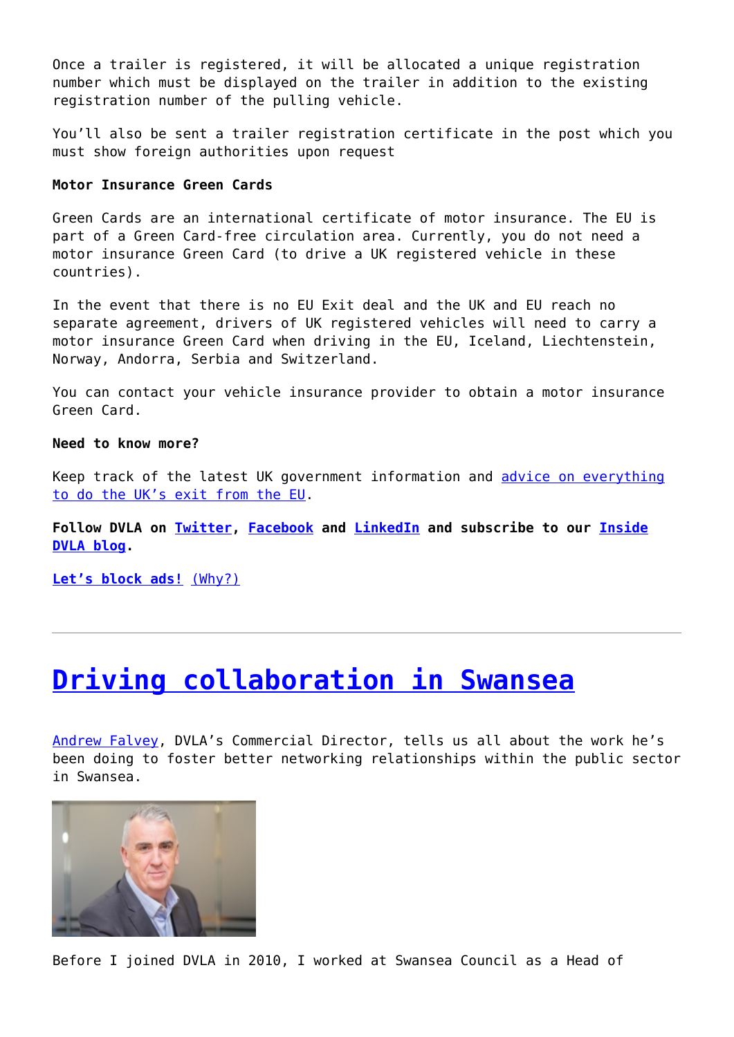Once a trailer is registered, it will be allocated a unique registration number which must be displayed on the trailer in addition to the existing registration number of the pulling vehicle.

You'll also be sent a trailer registration certificate in the post which you must show foreign authorities upon request

**Motor Insurance Green Cards**

Green Cards are an international certificate of motor insurance. The EU is part of a Green Card-free circulation area. Currently, you do not need a motor insurance Green Card (to drive a UK registered vehicle in these countries).

In the event that there is no EU Exit deal and the UK and EU reach no separate agreement, drivers of UK registered vehicles will need to carry a motor insurance Green Card when driving in the EU, Iceland, Liechtenstein, Norway, Andorra, Serbia and Switzerland.

You can contact your vehicle insurance provider to obtain a motor insurance Green Card.

**Need to know more?**

Keep track of the latest UK government information and [advice on everything to do the UK's exit from the EU](#).

**Follow DVLA on [Twitter](#), [Facebook](#) and [LinkedIn](#) and subscribe to our [Inside DVLA blog](#).**

[**Let's block ads!**](#) [(Why?)](#)

---

# [Driving collaboration in Swansea](#)

[Andrew Falvey](#), DVLA's Commercial Director, tells us all about the work he's been doing to foster better networking relationships within the public sector in Swansea.

Before I joined DVLA in 2010, I worked at Swansea Council as a Head of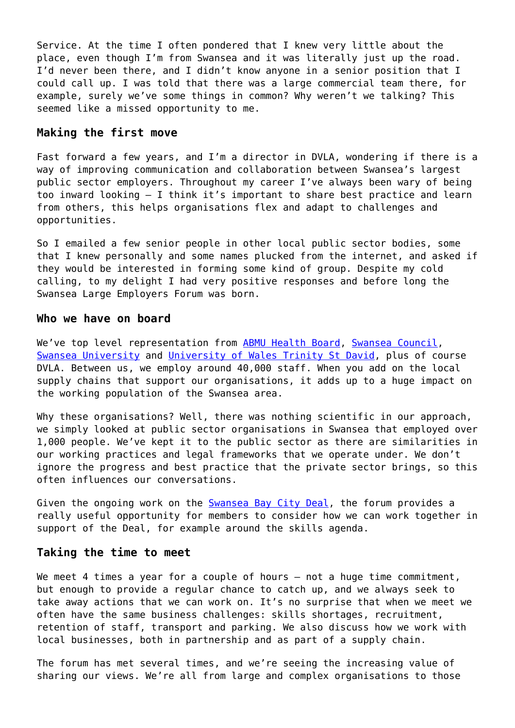Service. At the time I often pondered that I knew very little about the place, even though I'm from Swansea and it was literally just up the road. I'd never been there, and I didn't know anyone in a senior position that I could call up. I was told that there was a large commercial team there, for example, surely we've some things in common? Why weren't we talking? This seemed like a missed opportunity to me.

### Making the first move

Fast forward a few years, and I'm a director in DVLA, wondering if there is a way of improving communication and collaboration between Swansea's largest public sector employers. Throughout my career I've always been wary of being too inward looking – I think it's important to share best practice and learn from others, this helps organisations flex and adapt to challenges and opportunities.

So I emailed a few senior people in other local public sector bodies, some that I knew personally and some names plucked from the internet, and asked if they would be interested in forming some kind of group. Despite my cold calling, to my delight I had very positive responses and before long the Swansea Large Employers Forum was born.

### Who we have on board

We've top level representation from ABMU Health Board, Swansea Council, Swansea University and University of Wales Trinity St David, plus of course DVLA. Between us, we employ around 40,000 staff. When you add on the local supply chains that support our organisations, it adds up to a huge impact on the working population of the Swansea area.

Why these organisations? Well, there was nothing scientific in our approach, we simply looked at public sector organisations in Swansea that employed over 1,000 people. We've kept it to the public sector as there are similarities in our working practices and legal frameworks that we operate under. We don't ignore the progress and best practice that the private sector brings, so this often influences our conversations.

Given the ongoing work on the Swansea Bay City Deal, the forum provides a really useful opportunity for members to consider how we can work together in support of the Deal, for example around the skills agenda.

### Taking the time to meet

We meet 4 times a year for a couple of hours – not a huge time commitment, but enough to provide a regular chance to catch up, and we always seek to take away actions that we can work on. It's no surprise that when we meet we often have the same business challenges: skills shortages, recruitment, retention of staff, transport and parking. We also discuss how we work with local businesses, both in partnership and as part of a supply chain.

The forum has met several times, and we're seeing the increasing value of sharing our views. We're all from large and complex organisations to those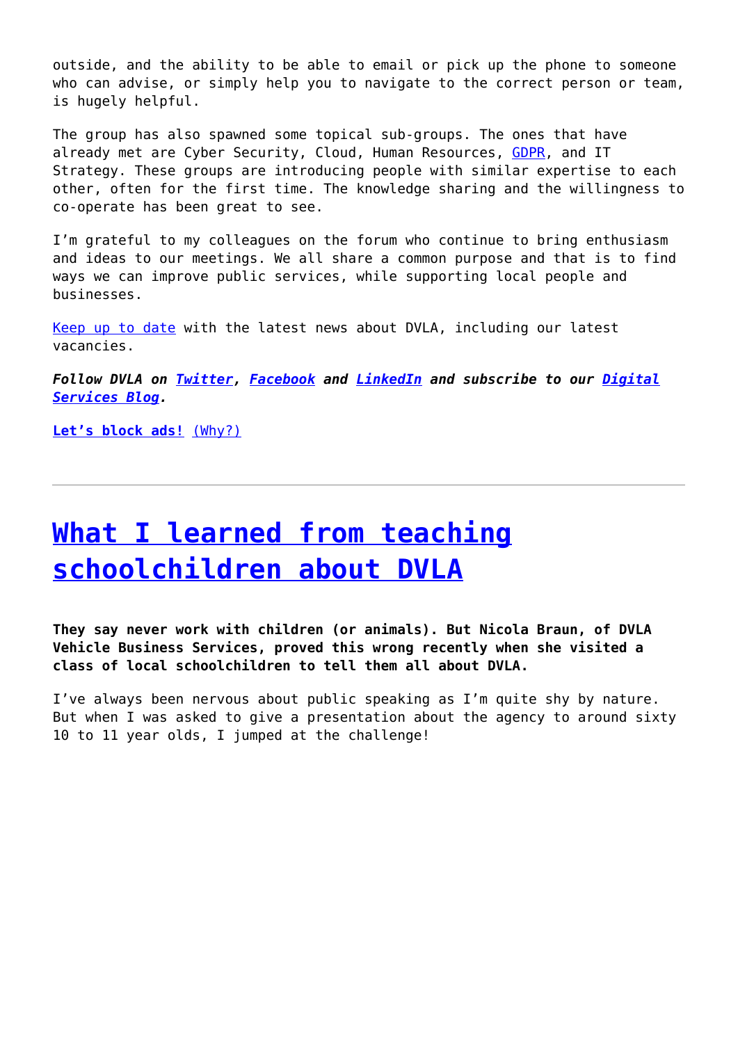outside, and the ability to be able to email or pick up the phone to someone who can advise, or simply help you to navigate to the correct person or team, is hugely helpful.

The group has also spawned some topical sub-groups. The ones that have already met are Cyber Security, Cloud, Human Resources, GDPR, and IT Strategy. These groups are introducing people with similar expertise to each other, often for the first time. The knowledge sharing and the willingness to co-operate has been great to see.

I'm grateful to my colleagues on the forum who continue to bring enthusiasm and ideas to our meetings. We all share a common purpose and that is to find ways we can improve public services, while supporting local people and businesses.

Keep up to date with the latest news about DVLA, including our latest vacancies.

***Follow DVLA on Twitter, Facebook and LinkedIn and subscribe to our Digital Services Blog.***

**Let's block ads!** (Why?)

---

# What I learned from teaching schoolchildren about DVLA

**They say never work with children (or animals). But Nicola Braun, of DVLA Vehicle Business Services, proved this wrong recently when she visited a class of local schoolchildren to tell them all about DVLA.**

I've always been nervous about public speaking as I'm quite shy by nature. But when I was asked to give a presentation about the agency to around sixty 10 to 11 year olds, I jumped at the challenge!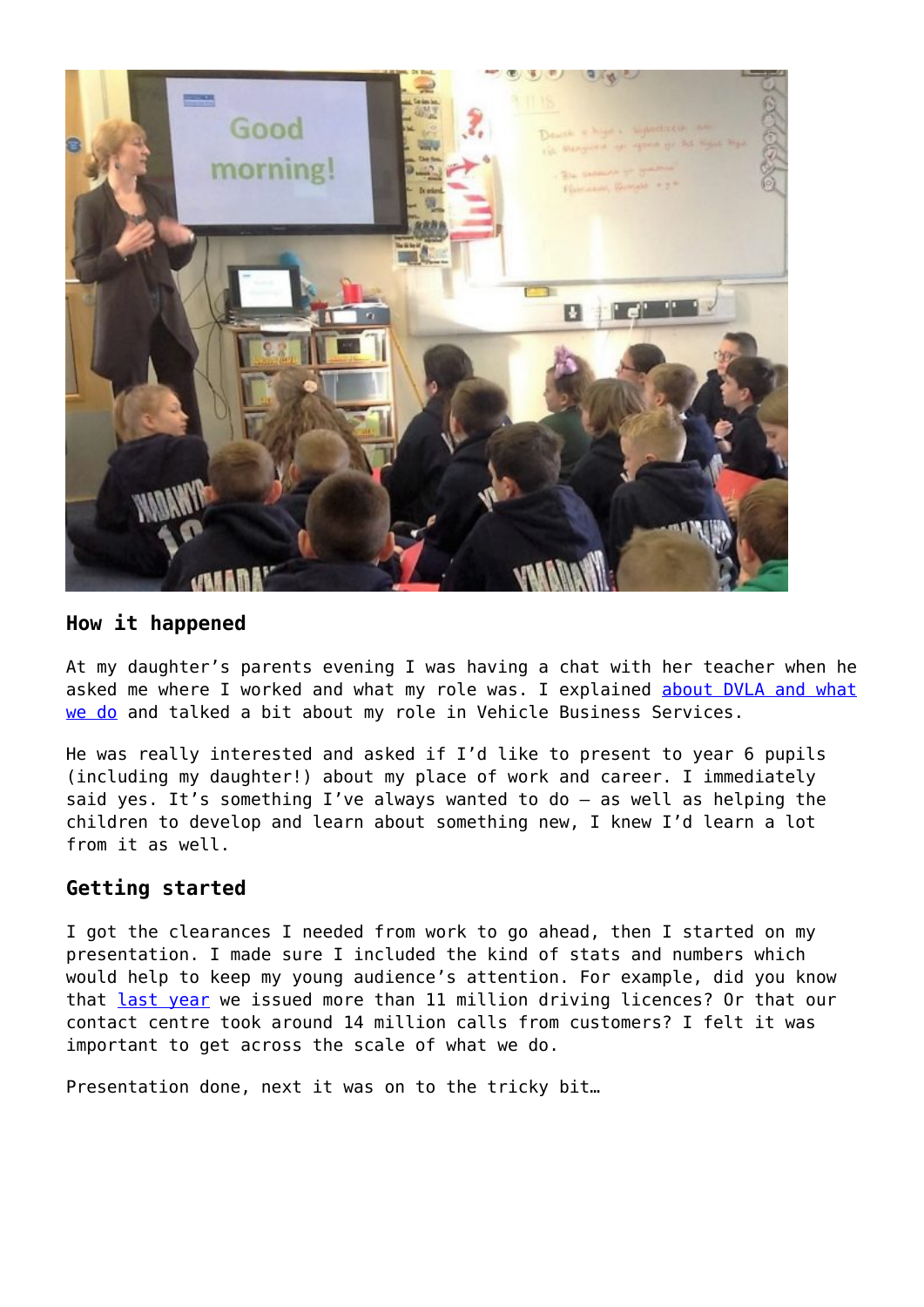## How it happened

At my daughter's parents evening I was having a chat with her teacher when he asked me where I worked and what my role was. I explained about DVLA and what we do and talked a bit about my role in Vehicle Business Services.

He was really interested and asked if I'd like to present to year 6 pupils (including my daughter!) about my place of work and career. I immediately said yes. It's something I've always wanted to do – as well as helping the children to develop and learn about something new, I knew I'd learn a lot from it as well.

## Getting started

I got the clearances I needed from work to go ahead, then I started on my presentation. I made sure I included the kind of stats and numbers which would help to keep my young audience's attention. For example, did you know that last year we issued more than 11 million driving licences? Or that our contact centre took around 14 million calls from customers? I felt it was important to get across the scale of what we do.

Presentation done, next it was on to the tricky bit…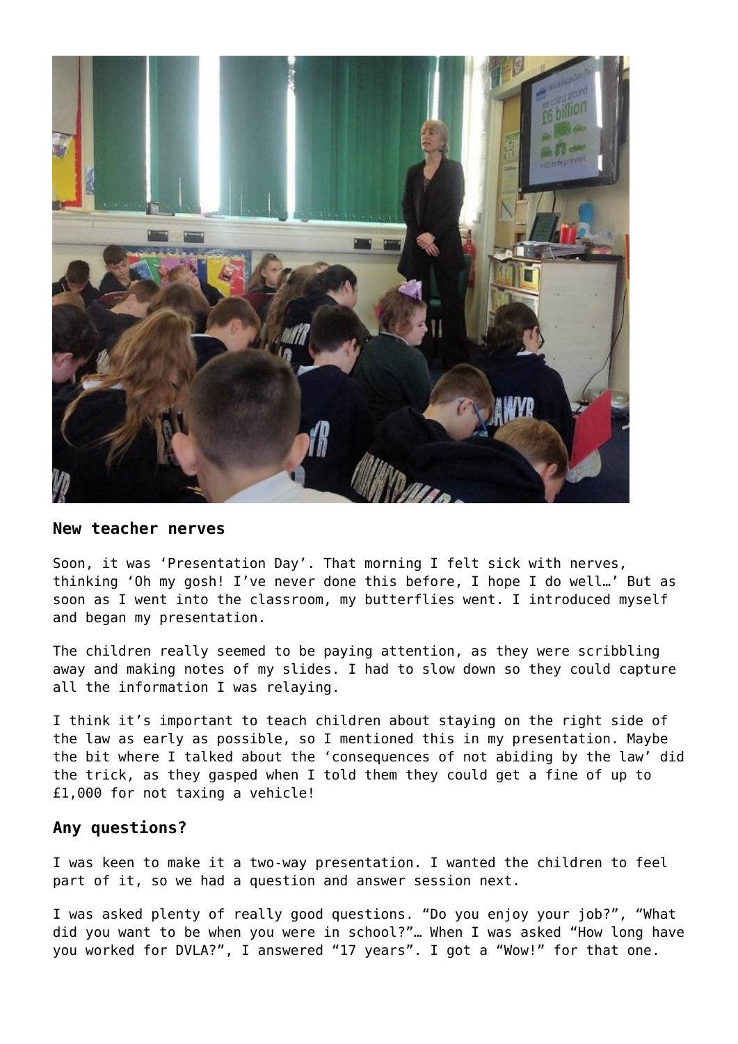## New teacher nerves

Soon, it was 'Presentation Day'. That morning I felt sick with nerves, thinking 'Oh my gosh! I've never done this before, I hope I do well…' But as soon as I went into the classroom, my butterflies went. I introduced myself and began my presentation.

The children really seemed to be paying attention, as they were scribbling away and making notes of my slides. I had to slow down so they could capture all the information I was relaying.

I think it's important to teach children about staying on the right side of the law as early as possible, so I mentioned this in my presentation. Maybe the bit where I talked about the 'consequences of not abiding by the law' did the trick, as they gasped when I told them they could get a fine of up to £1,000 for not taxing a vehicle!

## Any questions?

I was keen to make it a two-way presentation. I wanted the children to feel part of it, so we had a question and answer session next.

I was asked plenty of really good questions. "Do you enjoy your job?", "What did you want to be when you were in school?"… When I was asked "How long have you worked for DVLA?", I answered "17 years". I got a "Wow!" for that one.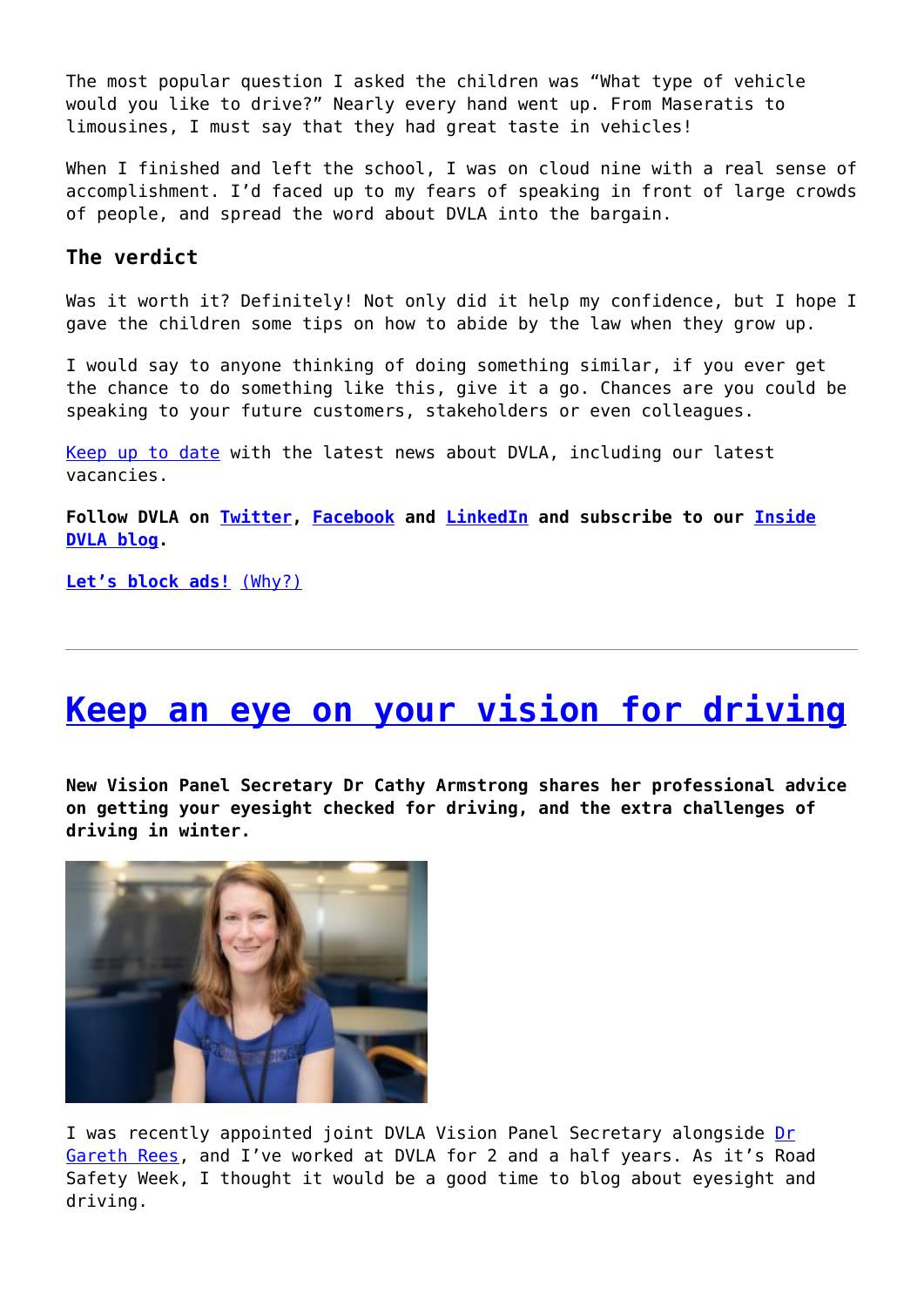The most popular question I asked the children was "What type of vehicle would you like to drive?" Nearly every hand went up. From Maseratis to limousines, I must say that they had great taste in vehicles!

When I finished and left the school, I was on cloud nine with a real sense of accomplishment. I'd faced up to my fears of speaking in front of large crowds of people, and spread the word about DVLA into the bargain.

### The verdict

Was it worth it? Definitely! Not only did it help my confidence, but I hope I gave the children some tips on how to abide by the law when they grow up.

I would say to anyone thinking of doing something similar, if you ever get the chance to do something like this, give it a go. Chances are you could be speaking to your future customers, stakeholders or even colleagues.

Keep up to date with the latest news about DVLA, including our latest vacancies.

**Follow DVLA on Twitter, Facebook and LinkedIn and subscribe to our Inside DVLA blog.**

**Let's block ads!** (Why?)

---

# Keep an eye on your vision for driving

**New Vision Panel Secretary Dr Cathy Armstrong shares her professional advice on getting your eyesight checked for driving, and the extra challenges of driving in winter.**

I was recently appointed joint DVLA Vision Panel Secretary alongside Dr Gareth Rees, and I've worked at DVLA for 2 and a half years. As it's Road Safety Week, I thought it would be a good time to blog about eyesight and driving.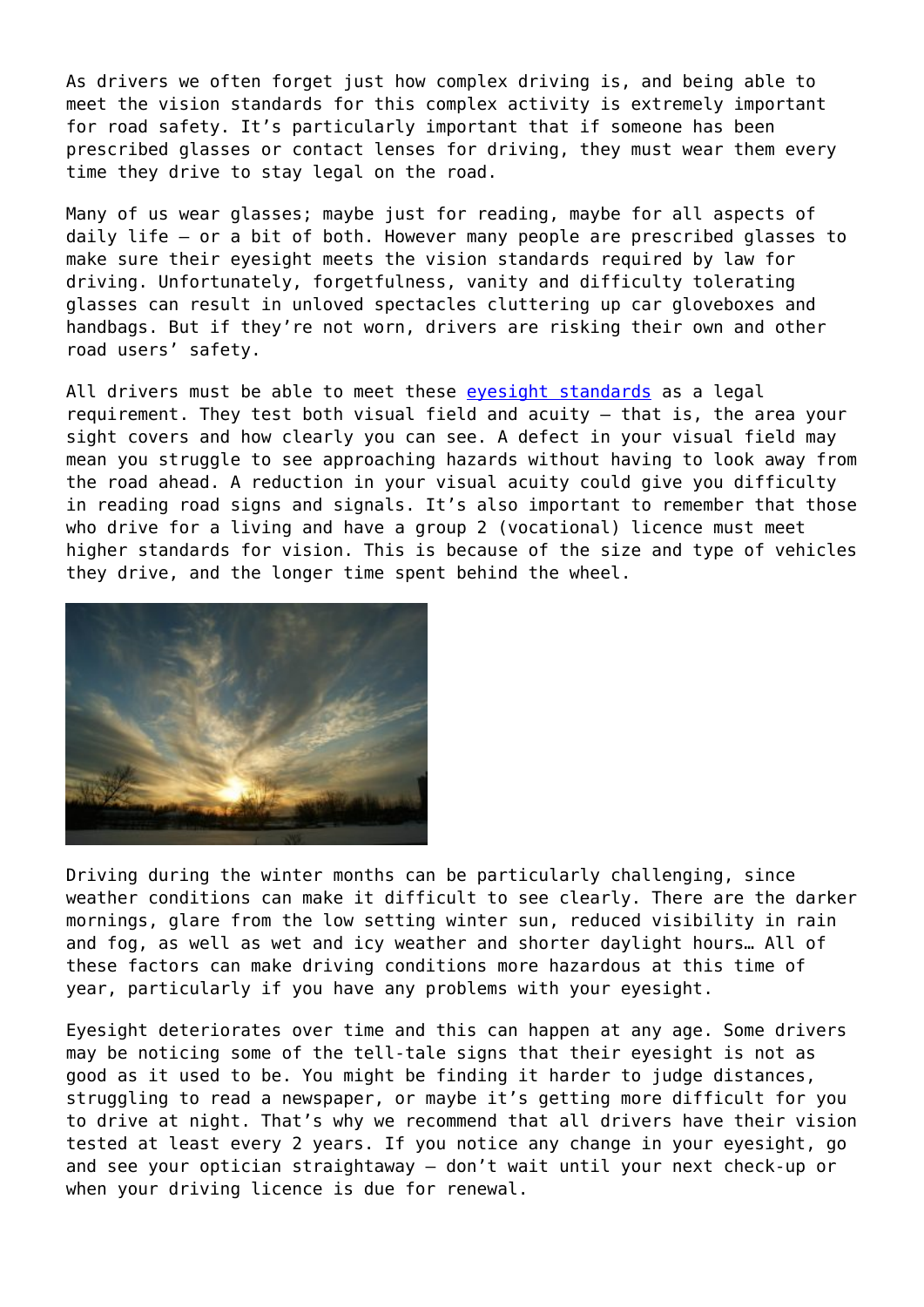As drivers we often forget just how complex driving is, and being able to meet the vision standards for this complex activity is extremely important for road safety. It's particularly important that if someone has been prescribed glasses or contact lenses for driving, they must wear them every time they drive to stay legal on the road.

Many of us wear glasses; maybe just for reading, maybe for all aspects of daily life – or a bit of both. However many people are prescribed glasses to make sure their eyesight meets the vision standards required by law for driving. Unfortunately, forgetfulness, vanity and difficulty tolerating glasses can result in unloved spectacles cluttering up car gloveboxes and handbags. But if they're not worn, drivers are risking their own and other road users' safety.

All drivers must be able to meet these eyesight standards as a legal requirement. They test both visual field and acuity – that is, the area your sight covers and how clearly you can see. A defect in your visual field may mean you struggle to see approaching hazards without having to look away from the road ahead. A reduction in your visual acuity could give you difficulty in reading road signs and signals. It's also important to remember that those who drive for a living and have a group 2 (vocational) licence must meet higher standards for vision. This is because of the size and type of vehicles they drive, and the longer time spent behind the wheel.

Driving during the winter months can be particularly challenging, since weather conditions can make it difficult to see clearly. There are the darker mornings, glare from the low setting winter sun, reduced visibility in rain and fog, as well as wet and icy weather and shorter daylight hours… All of these factors can make driving conditions more hazardous at this time of year, particularly if you have any problems with your eyesight.

Eyesight deteriorates over time and this can happen at any age. Some drivers may be noticing some of the tell-tale signs that their eyesight is not as good as it used to be. You might be finding it harder to judge distances, struggling to read a newspaper, or maybe it's getting more difficult for you to drive at night. That's why we recommend that all drivers have their vision tested at least every 2 years. If you notice any change in your eyesight, go and see your optician straightaway – don't wait until your next check-up or when your driving licence is due for renewal.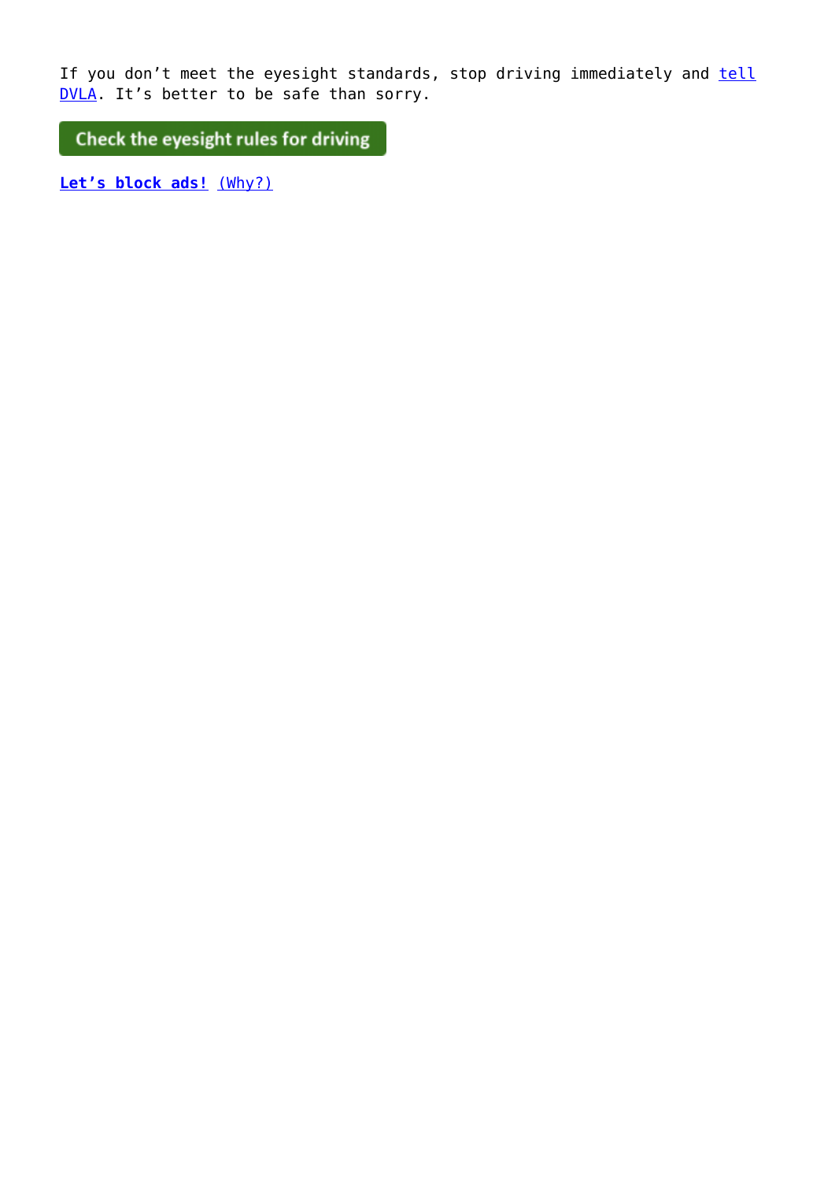If you don’t meet the eyesight standards, stop driving immediately and [tell DVLA](). It’s better to be safe than sorry.

Check the eyesight rules for driving

**Let’s block ads!** (Why?)